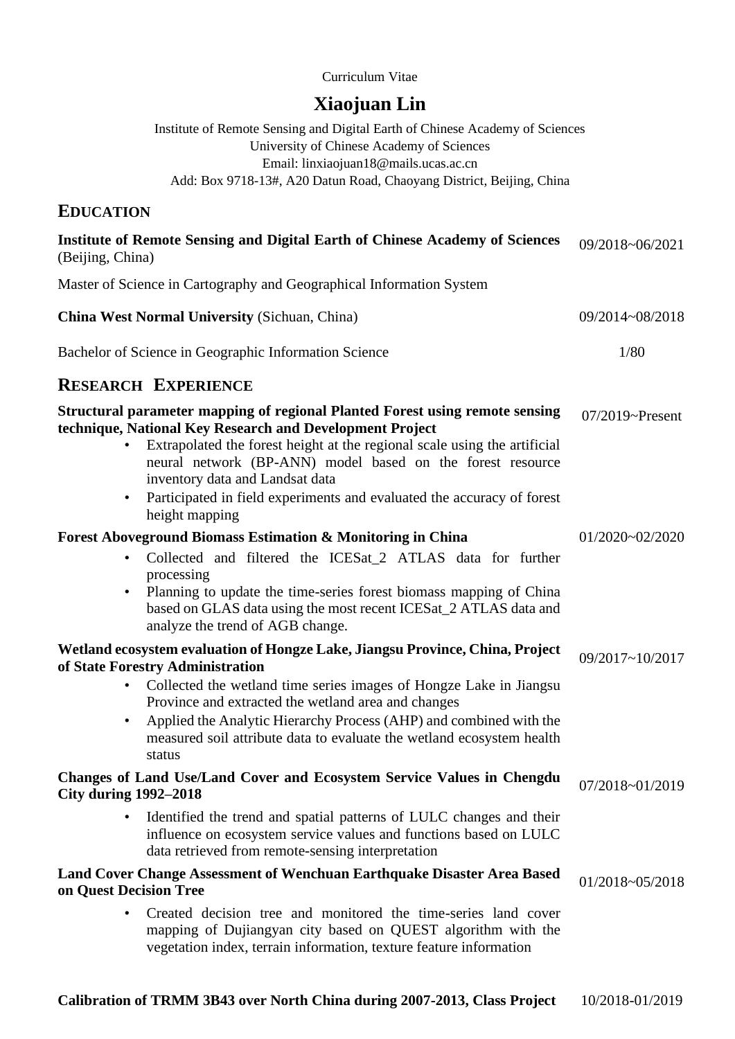Curriculum Vitae

# Xiaojuan Lin

Institute of Remote Sensing and Digital Earth of Chinese Academy of Sciences
University of Chinese Academy of Sciences
Email: linxiaojuan18@mails.ucas.ac.cn
Add: Box 9718-13#, A20 Datun Road, Chaoyang District, Beijing, China

## EDUCATION

**Institute of Remote Sensing and Digital Earth of Chinese Academy of Sciences** (Beijing, China) — 09/2018~06/2021

Master of Science in Cartography and Geographical Information System

**China West Normal University** (Sichuan, China) — 09/2014~08/2018

Bachelor of Science in Geographic Information Science — 1/80

## RESEARCH EXPERIENCE

**Structural parameter mapping of regional Planted Forest using remote sensing technique, National Key Research and Development Project** — 07/2019~Present

- Extrapolated the forest height at the regional scale using the artificial neural network (BP-ANN) model based on the forest resource inventory data and Landsat data
- Participated in field experiments and evaluated the accuracy of forest height mapping

**Forest Aboveground Biomass Estimation & Monitoring in China** — 01/2020~02/2020

- Collected and filtered the ICESat_2 ATLAS data for further processing
- Planning to update the time-series forest biomass mapping of China based on GLAS data using the most recent ICESat_2 ATLAS data and analyze the trend of AGB change.

**Wetland ecosystem evaluation of Hongze Lake, Jiangsu Province, China, Project of State Forestry Administration** — 09/2017~10/2017

- Collected the wetland time series images of Hongze Lake in Jiangsu Province and extracted the wetland area and changes
- Applied the Analytic Hierarchy Process (AHP) and combined with the measured soil attribute data to evaluate the wetland ecosystem health status

**Changes of Land Use/Land Cover and Ecosystem Service Values in Chengdu City during 1992–2018** — 07/2018~01/2019

- Identified the trend and spatial patterns of LULC changes and their influence on ecosystem service values and functions based on LULC data retrieved from remote-sensing interpretation

**Land Cover Change Assessment of Wenchuan Earthquake Disaster Area Based on Quest Decision Tree** — 01/2018~05/2018

- Created decision tree and monitored the time-series land cover mapping of Dujiangyan city based on QUEST algorithm with the vegetation index, terrain information, texture feature information

**Calibration of TRMM 3B43 over North China during 2007-2013, Class Project** — 10/2018-01/2019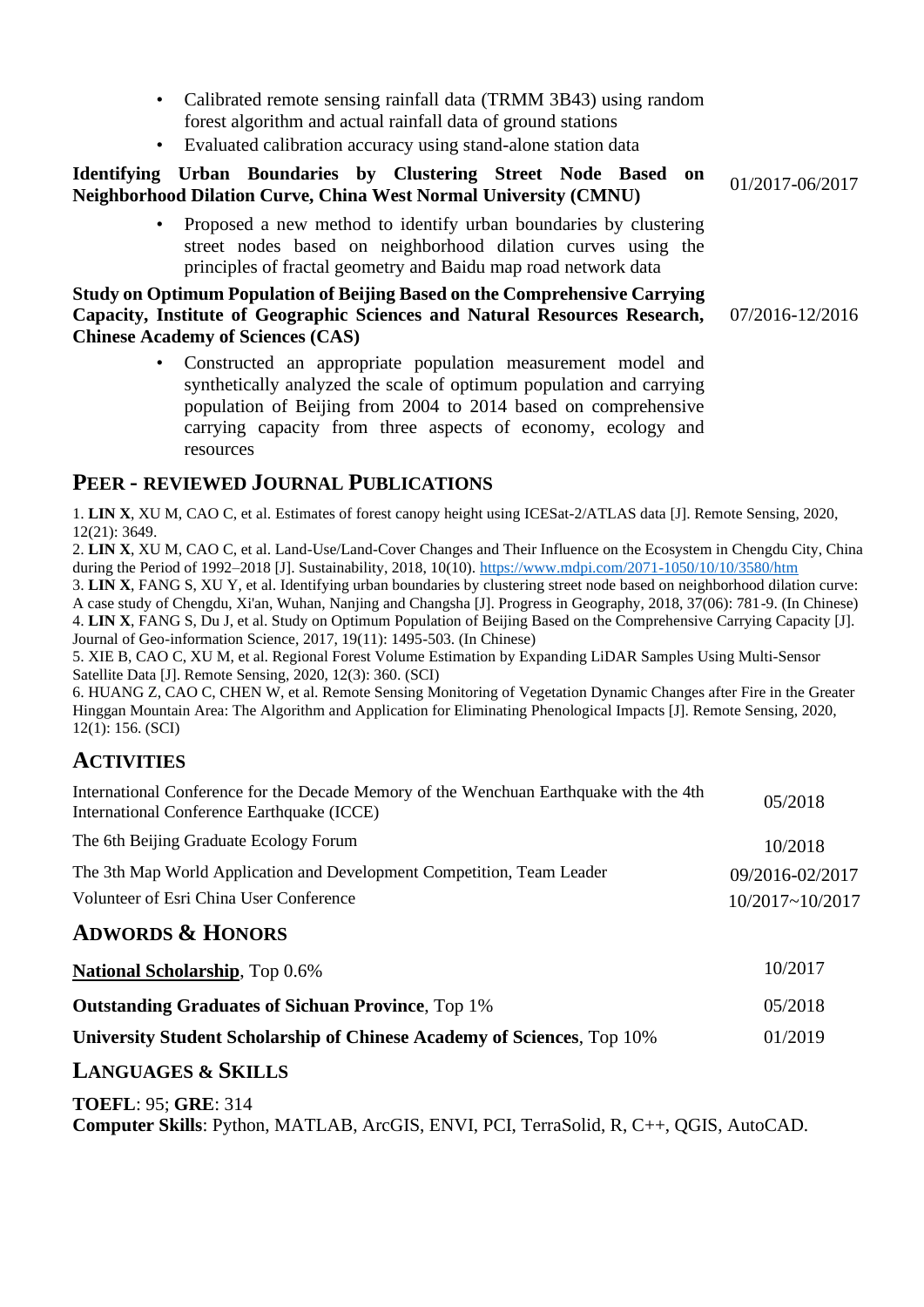- Calibrated remote sensing rainfall data (TRMM 3B43) using random forest algorithm and actual rainfall data of ground stations
- Evaluated calibration accuracy using stand-alone station data

**Identifying Urban Boundaries by Clustering Street Node Based on Neighborhood Dilation Curve, China West Normal University (CMNU)** 01/2017-06/2017

- Proposed a new method to identify urban boundaries by clustering street nodes based on neighborhood dilation curves using the principles of fractal geometry and Baidu map road network data

**Study on Optimum Population of Beijing Based on the Comprehensive Carrying Capacity, Institute of Geographic Sciences and Natural Resources Research, Chinese Academy of Sciences (CAS)** 07/2016-12/2016

- Constructed an appropriate population measurement model and synthetically analyzed the scale of optimum population and carrying population of Beijing from 2004 to 2014 based on comprehensive carrying capacity from three aspects of economy, ecology and resources

## PEER - REVIEWED JOURNAL PUBLICATIONS

1. **LIN X**, XU M, CAO C, et al. Estimates of forest canopy height using ICESat-2/ATLAS data [J]. Remote Sensing, 2020, 12(21): 3649.
2. **LIN X**, XU M, CAO C, et al. Land-Use/Land-Cover Changes and Their Influence on the Ecosystem in Chengdu City, China during the Period of 1992–2018 [J]. Sustainability, 2018, 10(10). https://www.mdpi.com/2071-1050/10/10/3580/htm
3. **LIN X**, FANG S, XU Y, et al. Identifying urban boundaries by clustering street node based on neighborhood dilation curve: A case study of Chengdu, Xi'an, Wuhan, Nanjing and Changsha [J]. Progress in Geography, 2018, 37(06): 781-9. (In Chinese)
4. **LIN X**, FANG S, Du J, et al. Study on Optimum Population of Beijing Based on the Comprehensive Carrying Capacity [J]. Journal of Geo-information Science, 2017, 19(11): 1495-503. (In Chinese)
5. XIE B, CAO C, XU M, et al. Regional Forest Volume Estimation by Expanding LiDAR Samples Using Multi-Sensor Satellite Data [J]. Remote Sensing, 2020, 12(3): 360. (SCI)
6. HUANG Z, CAO C, CHEN W, et al. Remote Sensing Monitoring of Vegetation Dynamic Changes after Fire in the Greater Hinggan Mountain Area: The Algorithm and Application for Eliminating Phenological Impacts [J]. Remote Sensing, 2020, 12(1): 156. (SCI)

## ACTIVITIES

| | |
|---|---|
| International Conference for the Decade Memory of the Wenchuan Earthquake with the 4th International Conference Earthquake (ICCE) | 05/2018 |
| The 6th Beijing Graduate Ecology Forum | 10/2018 |
| The 3th Map World Application and Development Competition, Team Leader | 09/2016-02/2017 |
| Volunteer of Esri China User Conference | 10/2017~10/2017 |

## ADWORDS & HONORS

| | |
|---|---|
| **National Scholarship**, Top 0.6% | 10/2017 |
| **Outstanding Graduates of Sichuan Province**, Top 1% | 05/2018 |
| **University Student Scholarship of Chinese Academy of Sciences**, Top 10% | 01/2019 |

## LANGUAGES & SKILLS

**TOEFL**: 95; **GRE**: 314
**Computer Skills**: Python, MATLAB, ArcGIS, ENVI, PCI, TerraSolid, R, C++, QGIS, AutoCAD.